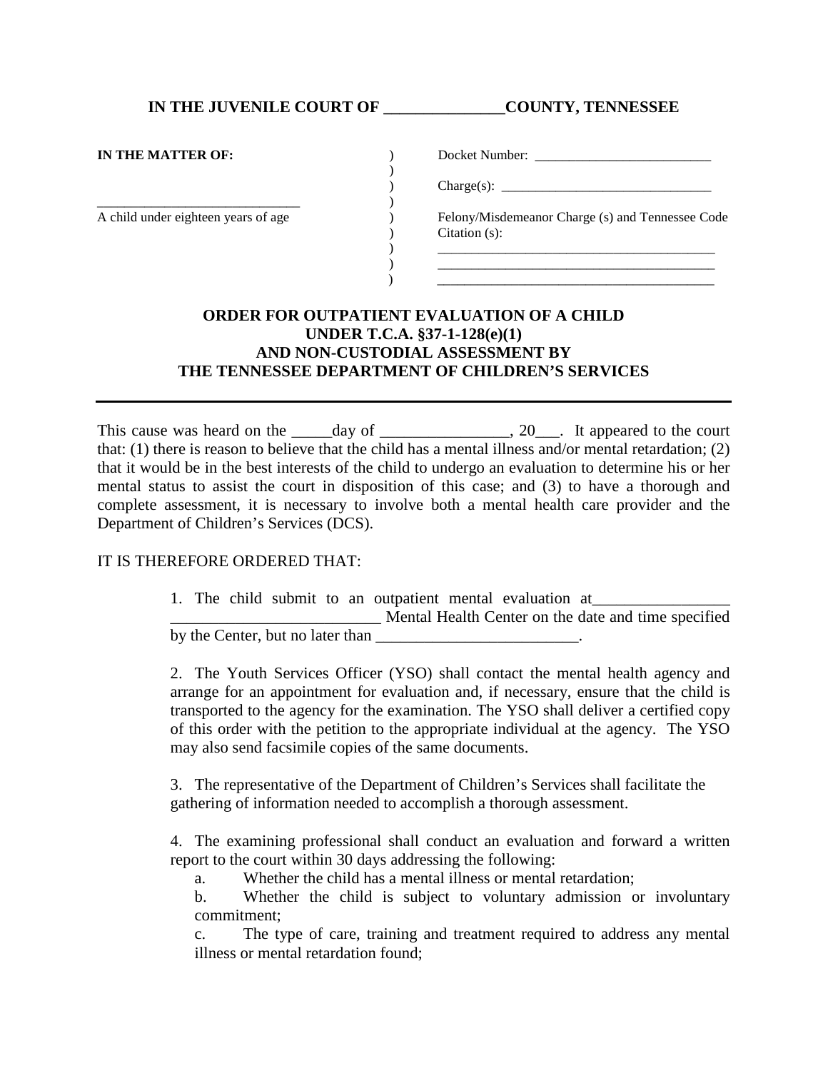**IN THE JUVENILE COURT OF _______________COUNTY, TENNESSEE**

**IN THE MATTER OF:**

______________________________
A child under eighteen years of age

Docket Number: ___________________________

Charge(s): ________________________________

Felony/Misdemeanor Charge (s) and Tennessee Code Citation (s):

__________________________________________
__________________________________________
__________________________________________

## ORDER FOR OUTPATIENT EVALUATION OF A CHILD UNDER T.C.A. §37-1-128(e)(1) AND NON-CUSTODIAL ASSESSMENT BY THE TENNESSEE DEPARTMENT OF CHILDREN'S SERVICES

This cause was heard on the _____day of ________________, 20___. It appeared to the court that: (1) there is reason to believe that the child has a mental illness and/or mental retardation; (2) that it would be in the best interests of the child to undergo an evaluation to determine his or her mental status to assist the court in disposition of this case; and (3) to have a thorough and complete assessment, it is necessary to involve both a mental health care provider and the Department of Children's Services (DCS).

IT IS THEREFORE ORDERED THAT:

1. The child submit to an outpatient mental evaluation at_________________ __________________________ Mental Health Center on the date and time specified by the Center, but no later than __________________________.

2. The Youth Services Officer (YSO) shall contact the mental health agency and arrange for an appointment for evaluation and, if necessary, ensure that the child is transported to the agency for the examination. The YSO shall deliver a certified copy of this order with the petition to the appropriate individual at the agency. The YSO may also send facsimile copies of the same documents.

3. The representative of the Department of Children's Services shall facilitate the gathering of information needed to accomplish a thorough assessment.

4. The examining professional shall conduct an evaluation and forward a written report to the court within 30 days addressing the following:
   a. Whether the child has a mental illness or mental retardation;
   b. Whether the child is subject to voluntary admission or involuntary commitment;
   c. The type of care, training and treatment required to address any mental illness or mental retardation found;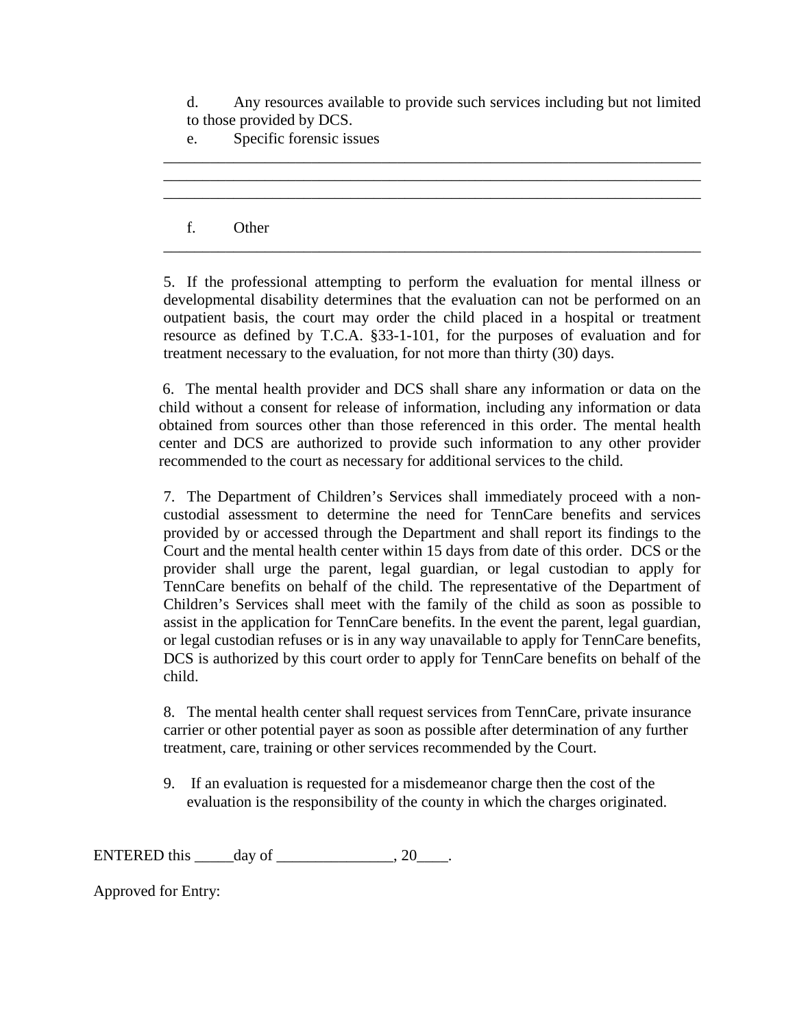d. Any resources available to provide such services including but not limited to those provided by DCS.

e. Specific forensic issues

_____________________________________________________________________________
_____________________________________________________________________________
_____________________________________________________________________________

f. Other

_____________________________________________________________________________

5. If the professional attempting to perform the evaluation for mental illness or developmental disability determines that the evaluation can not be performed on an outpatient basis, the court may order the child placed in a hospital or treatment resource as defined by T.C.A. §33-1-101, for the purposes of evaluation and for treatment necessary to the evaluation, for not more than thirty (30) days.

6. The mental health provider and DCS shall share any information or data on the child without a consent for release of information, including any information or data obtained from sources other than those referenced in this order. The mental health center and DCS are authorized to provide such information to any other provider recommended to the court as necessary for additional services to the child.

7. The Department of Children's Services shall immediately proceed with a non-custodial assessment to determine the need for TennCare benefits and services provided by or accessed through the Department and shall report its findings to the Court and the mental health center within 15 days from date of this order. DCS or the provider shall urge the parent, legal guardian, or legal custodian to apply for TennCare benefits on behalf of the child. The representative of the Department of Children's Services shall meet with the family of the child as soon as possible to assist in the application for TennCare benefits. In the event the parent, legal guardian, or legal custodian refuses or is in any way unavailable to apply for TennCare benefits, DCS is authorized by this court order to apply for TennCare benefits on behalf of the child.

8. The mental health center shall request services from TennCare, private insurance carrier or other potential payer as soon as possible after determination of any further treatment, care, training or other services recommended by the Court.

9. If an evaluation is requested for a misdemeanor charge then the cost of the evaluation is the responsibility of the county in which the charges originated.

ENTERED this _____day of _______________, 20____.

Approved for Entry: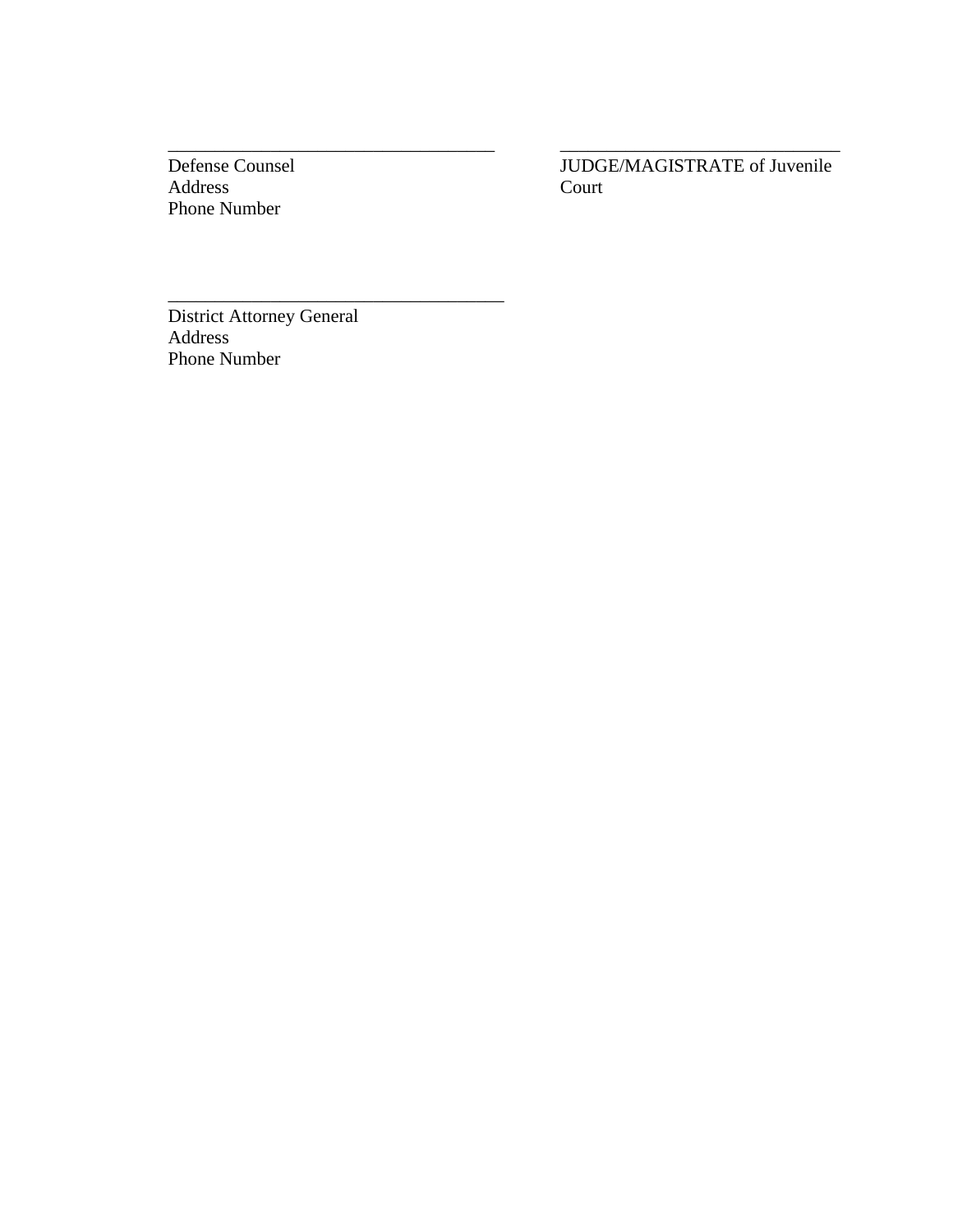\_\_\_\_\_\_\_\_\_\_\_\_\_\_\_\_\_\_\_\_\_\_\_\_\_\_\_\_\_\_\_\_\_\_\_
Defense Counsel
Address
Phone Number

\_\_\_\_\_\_\_\_\_\_\_\_\_\_\_\_\_\_\_\_\_\_\_\_\_\_\_\_\_\_\_
JUDGE/MAGISTRATE of Juvenile Court

\_\_\_\_\_\_\_\_\_\_\_\_\_\_\_\_\_\_\_\_\_\_\_\_\_\_\_\_\_\_\_\_\_\_\_\_
District Attorney General
Address
Phone Number